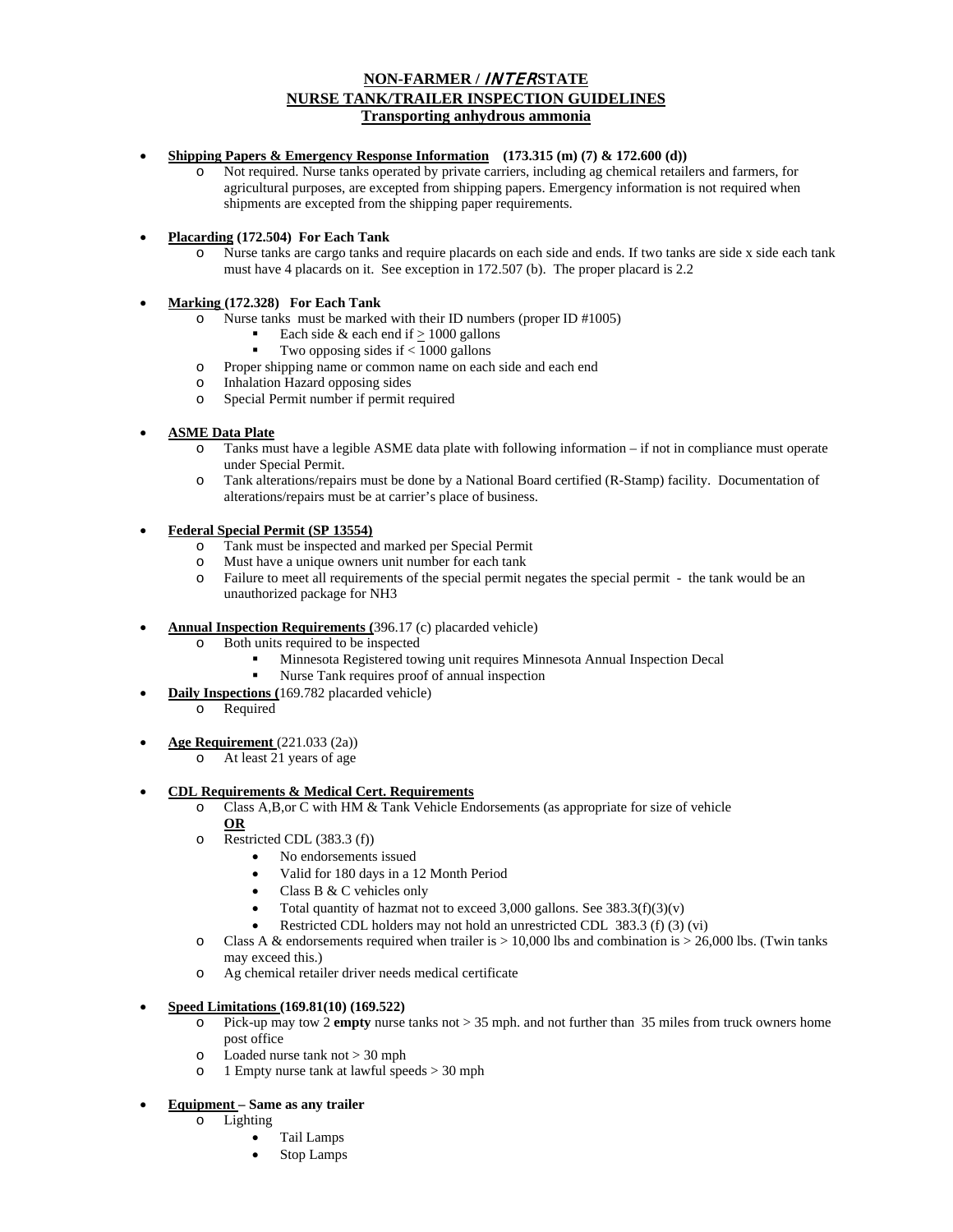# NON-FARMER / *INTER*STATE
# NURSE TANK/TRAILER INSPECTION GUIDELINES
# Transporting anhydrous ammonia

- **Shipping Papers & Emergency Response Information (173.315 (m) (7) & 172.600 (d))**
  - Not required. Nurse tanks operated by private carriers, including ag chemical retailers and farmers, for agricultural purposes, are excepted from shipping papers. Emergency information is not required when shipments are excepted from the shipping paper requirements.

- **Placarding (172.504) For Each Tank**
  - Nurse tanks are cargo tanks and require placards on each side and ends. If two tanks are side x side each tank must have 4 placards on it. See exception in 172.507 (b). The proper placard is 2.2

- **Marking (172.328) For Each Tank**
  - Nurse tanks must be marked with their ID numbers (proper ID #1005)
    - Each side & each end if ≥ 1000 gallons
    - Two opposing sides if < 1000 gallons
  - Proper shipping name or common name on each side and each end
  - Inhalation Hazard opposing sides
  - Special Permit number if permit required

- **ASME Data Plate**
  - Tanks must have a legible ASME data plate with following information – if not in compliance must operate under Special Permit.
  - Tank alterations/repairs must be done by a National Board certified (R-Stamp) facility. Documentation of alterations/repairs must be at carrier's place of business.

- **Federal Special Permit (SP 13554)**
  - Tank must be inspected and marked per Special Permit
  - Must have a unique owners unit number for each tank
  - Failure to meet all requirements of the special permit negates the special permit - the tank would be an unauthorized package for NH3

- **Annual Inspection Requirements (**396.17 (c) placarded vehicle)
  - Both units required to be inspected
    - Minnesota Registered towing unit requires Minnesota Annual Inspection Decal
    - Nurse Tank requires proof of annual inspection
- **Daily Inspections (**169.782 placarded vehicle)
  - Required

- **Age Requirement** (221.033 (2a))
  - At least 21 years of age

- **CDL Requirements & Medical Cert. Requirements**
  - Class A,B,or C with HM & Tank Vehicle Endorsements (as appropriate for size of vehicle
    **OR**
  - Restricted CDL (383.3 (f))
    - No endorsements issued
    - Valid for 180 days in a 12 Month Period
    - Class B & C vehicles only
    - Total quantity of hazmat not to exceed 3,000 gallons. See 383.3(f)(3)(v)
    - Restricted CDL holders may not hold an unrestricted CDL 383.3 (f) (3) (vi)
  - Class A & endorsements required when trailer is > 10,000 lbs and combination is > 26,000 lbs. (Twin tanks may exceed this.)
  - Ag chemical retailer driver needs medical certificate

- **Speed Limitations (169.81(10) (169.522)**
  - Pick-up may tow 2 **empty** nurse tanks not > 35 mph. and not further than 35 miles from truck owners home post office
  - Loaded nurse tank not > 30 mph
  - 1 Empty nurse tank at lawful speeds > 30 mph

- **Equipment – Same as any trailer**
  - Lighting
    - Tail Lamps
    - Stop Lamps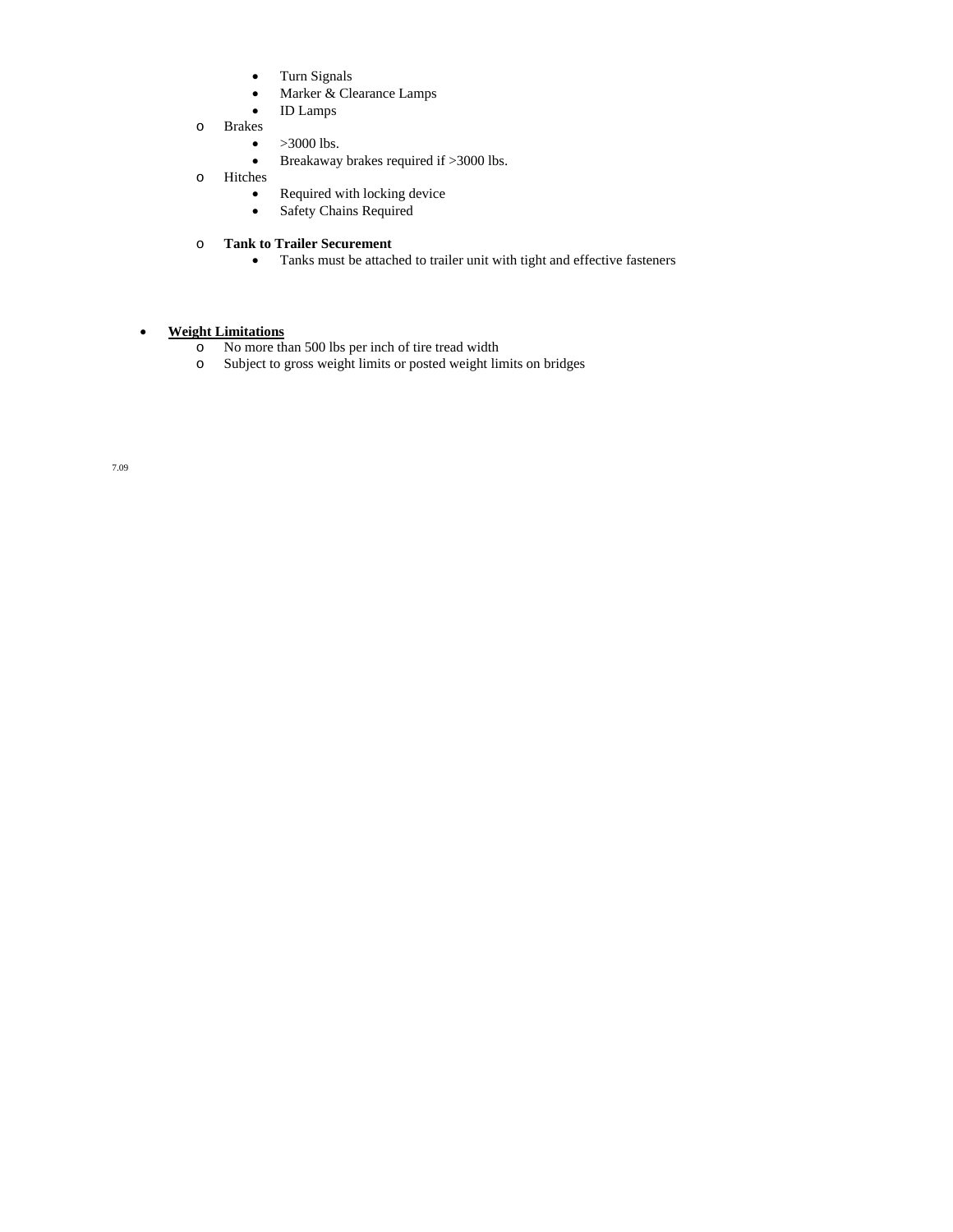- Turn Signals
        - Marker & Clearance Lamps
        - ID Lamps
    - Brakes
        - >3000 lbs.
        - Breakaway brakes required if >3000 lbs.
    - Hitches
        - Required with locking device
        - Safety Chains Required
    - **Tank to Trailer Securement**
        - Tanks must be attached to trailer unit with tight and effective fasteners

- **<u>Weight Limitations</u>**
    - No more than 500 lbs per inch of tire tread width
    - Subject to gross weight limits or posted weight limits on bridges

7.09